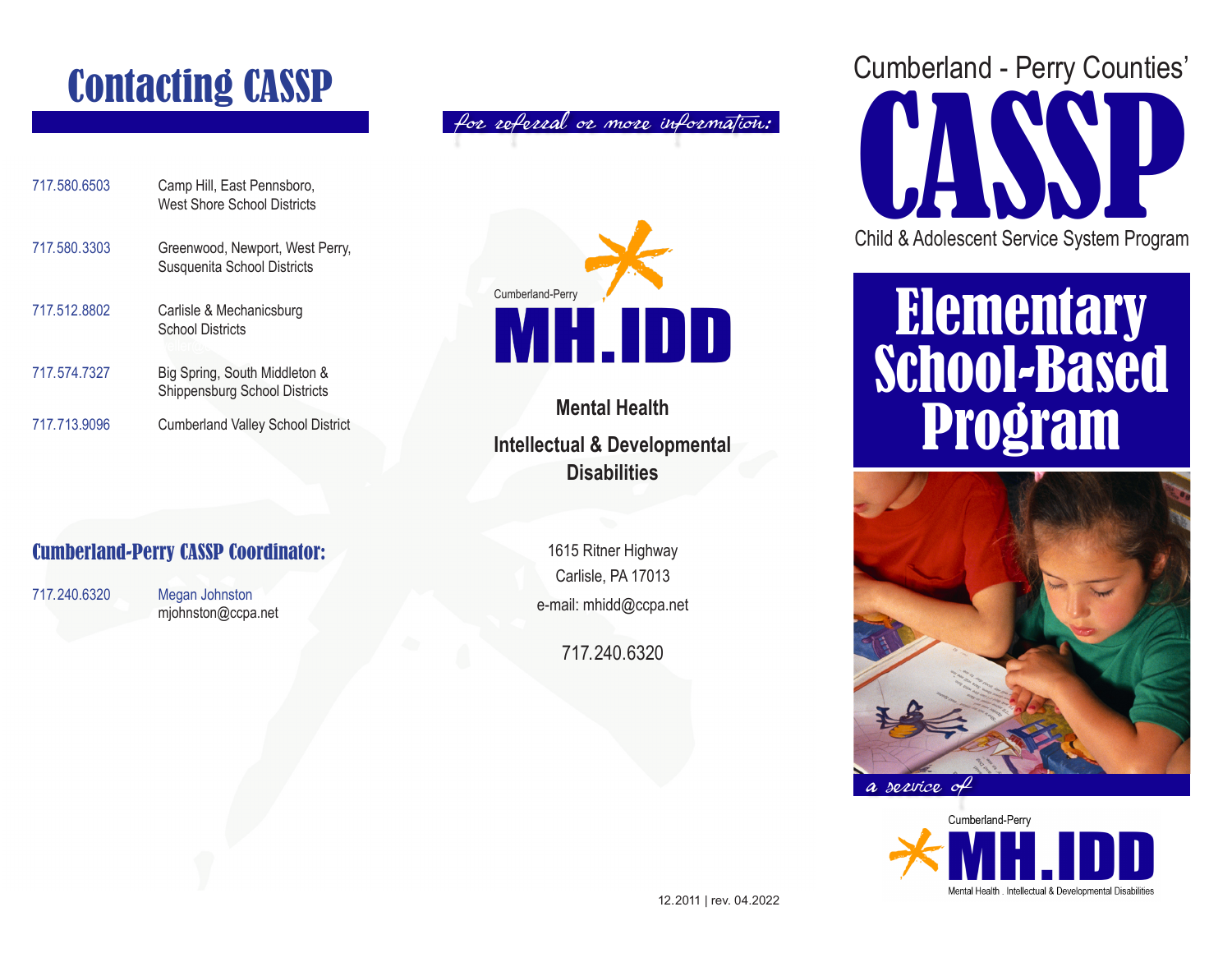# Contacting CASSP

| | |
|---|---|
| 717.580.6503 | Camp Hill, East Pennsboro, West Shore School Districts |
| 717.580.3303 | Greenwood, Newport, West Perry, Susquenita School Districts |
| 717.512.8802 | Carlisle & Mechanicsburg School Districts |
| 717.574.7327 | Big Spring, South Middleton & Shippensburg School Districts |
| 717.713.9096 | Cumberland Valley School District |

## Cumberland-Perry CASSP Coordinator:

717.240.6320 Megan Johnston
mjohnston@ccpa.net

*for referral or more information:*

Cumberland-Perry

**MH.IDD**

**Mental Health**

**Intellectual & Developmental Disabilities**

1615 Ritner Highway
Carlisle, PA 17013
e-mail: mhidd@ccpa.net

717.240.6320

12.2011 | rev. 04.2022

Cumberland - Perry Counties'

# CASSP

Child & Adolescent Service System Program

# Elementary School-Based Program

*a service of*

Cumberland-Perry

**MH.IDD**

Mental Health . Intellectual & Developmental Disabilities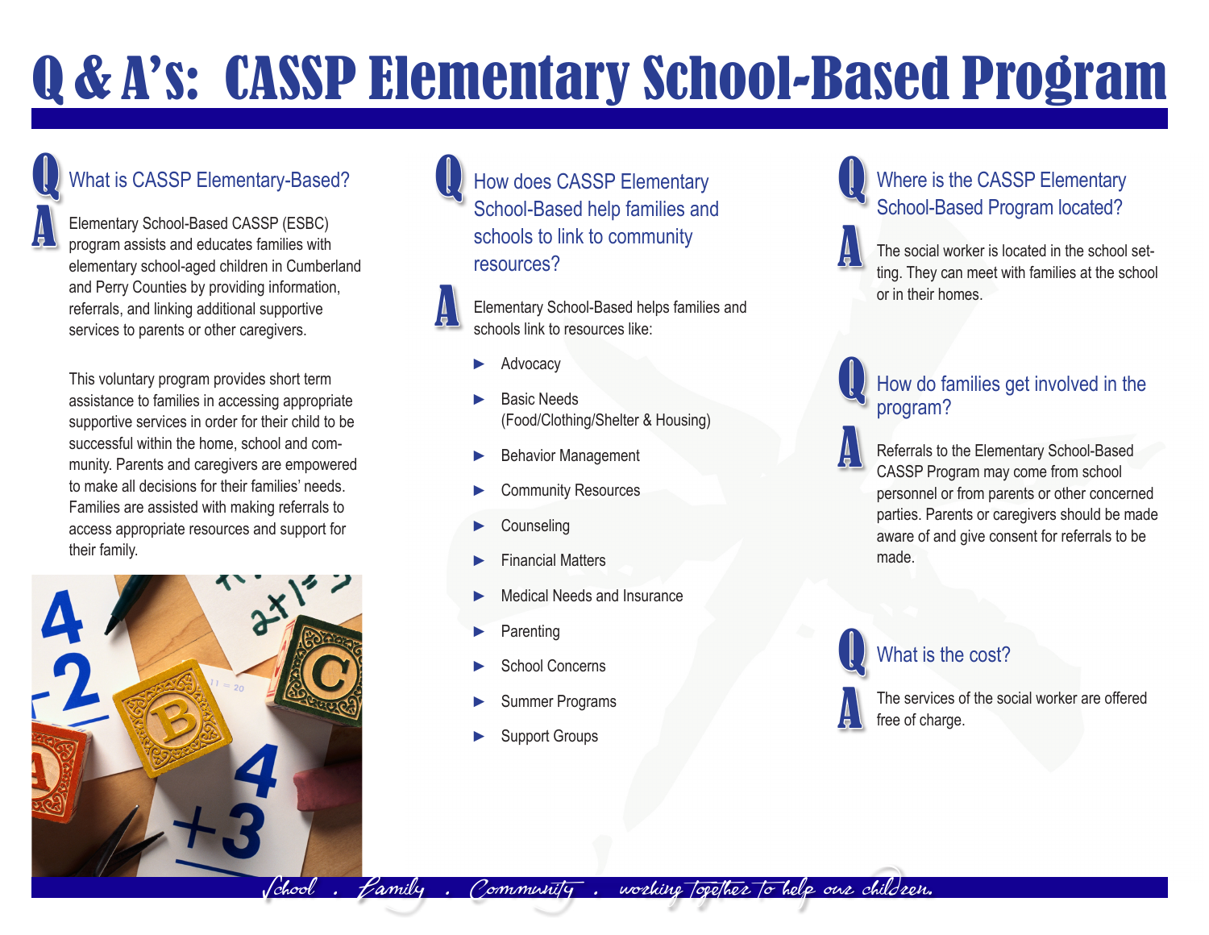# Q & A's: CASSP Elementary School-Based Program

## What is CASSP Elementary-Based?

Elementary School-Based CASSP (ESBC) program assists and educates families with elementary school-aged children in Cumberland and Perry Counties by providing information, referrals, and linking additional supportive services to parents or other caregivers.

This voluntary program provides short term assistance to families in accessing appropriate supportive services in order for their child to be successful within the home, school and community. Parents and caregivers are empowered to make all decisions for their families' needs. Families are assisted with making referrals to access appropriate resources and support for their family.

## How does CASSP Elementary School-Based help families and schools to link to community resources?

Elementary School-Based helps families and schools link to resources like:

- Advocacy
- Basic Needs (Food/Clothing/Shelter & Housing)
- Behavior Management
- Community Resources
- Counseling
- Financial Matters
- Medical Needs and Insurance
- Parenting
- School Concerns
- Summer Programs
- Support Groups

## Where is the CASSP Elementary School-Based Program located?

The social worker is located in the school setting. They can meet with families at the school or in their homes.

## How do families get involved in the program?

Referrals to the Elementary School-Based CASSP Program may come from school personnel or from parents or other concerned parties. Parents or caregivers should be made aware of and give consent for referrals to be made.

## What is the cost?

The services of the social worker are offered free of charge.

*School . Family . Community . working together to help our children.*